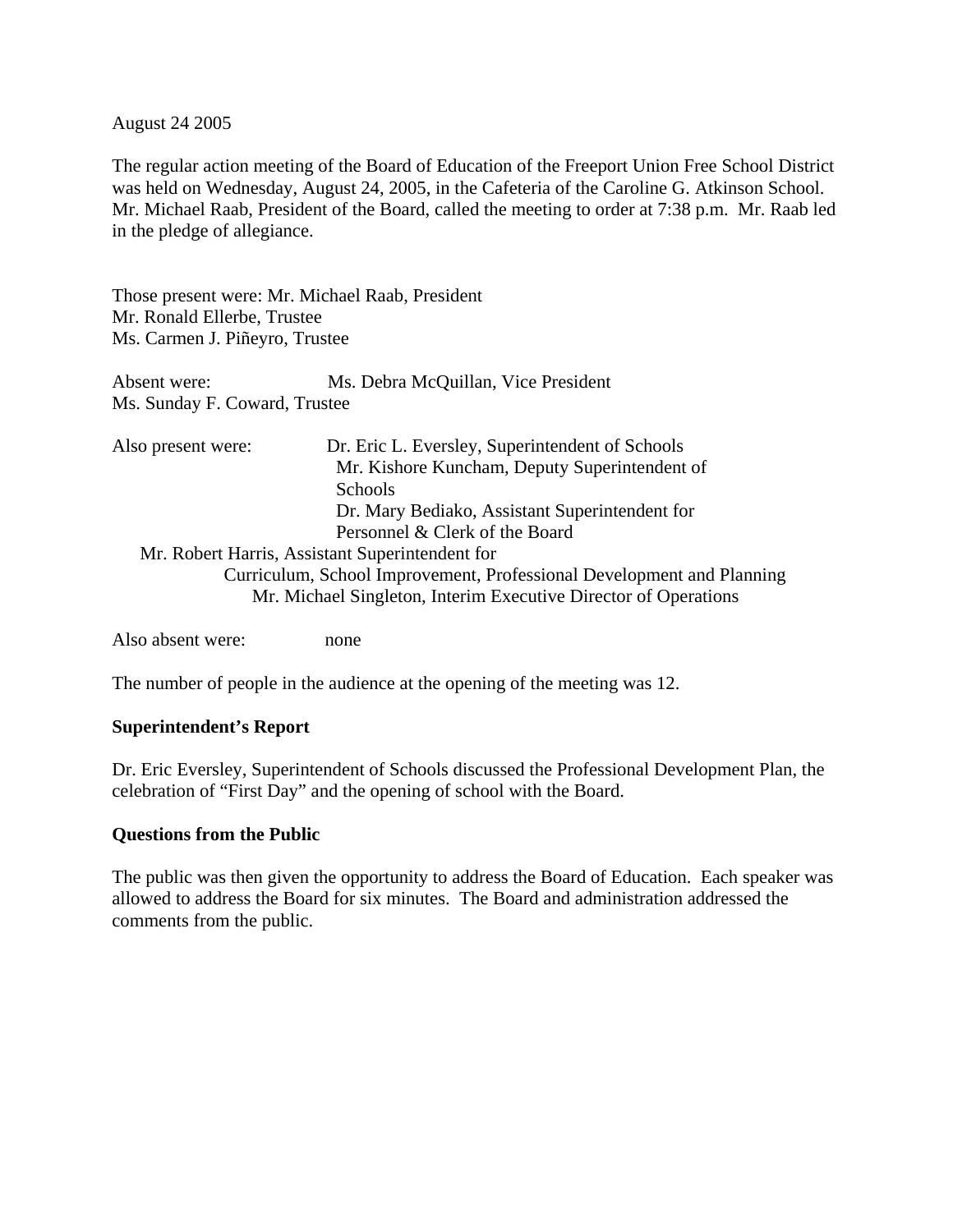August 24 2005

The regular action meeting of the Board of Education of the Freeport Union Free School District was held on Wednesday, August 24, 2005, in the Cafeteria of the Caroline G. Atkinson School. Mr. Michael Raab, President of the Board, called the meeting to order at 7:38 p.m. Mr. Raab led in the pledge of allegiance.

Those present were: Mr. Michael Raab, President
Mr. Ronald Ellerbe, Trustee
Ms. Carmen J. Piñeyro, Trustee

Absent were: Ms. Debra McQuillan, Vice President
Ms. Sunday F. Coward, Trustee

Also present were: Dr. Eric L. Eversley, Superintendent of Schools
Mr. Kishore Kuncham, Deputy Superintendent of Schools
Dr. Mary Bediako, Assistant Superintendent for Personnel & Clerk of the Board
Mr. Robert Harris, Assistant Superintendent for Curriculum, School Improvement, Professional Development and Planning
Mr. Michael Singleton, Interim Executive Director of Operations

Also absent were: none

The number of people in the audience at the opening of the meeting was 12.

**Superintendent's Report**

Dr. Eric Eversley, Superintendent of Schools discussed the Professional Development Plan, the celebration of "First Day" and the opening of school with the Board.

**Questions from the Public**

The public was then given the opportunity to address the Board of Education. Each speaker was allowed to address the Board for six minutes. The Board and administration addressed the comments from the public.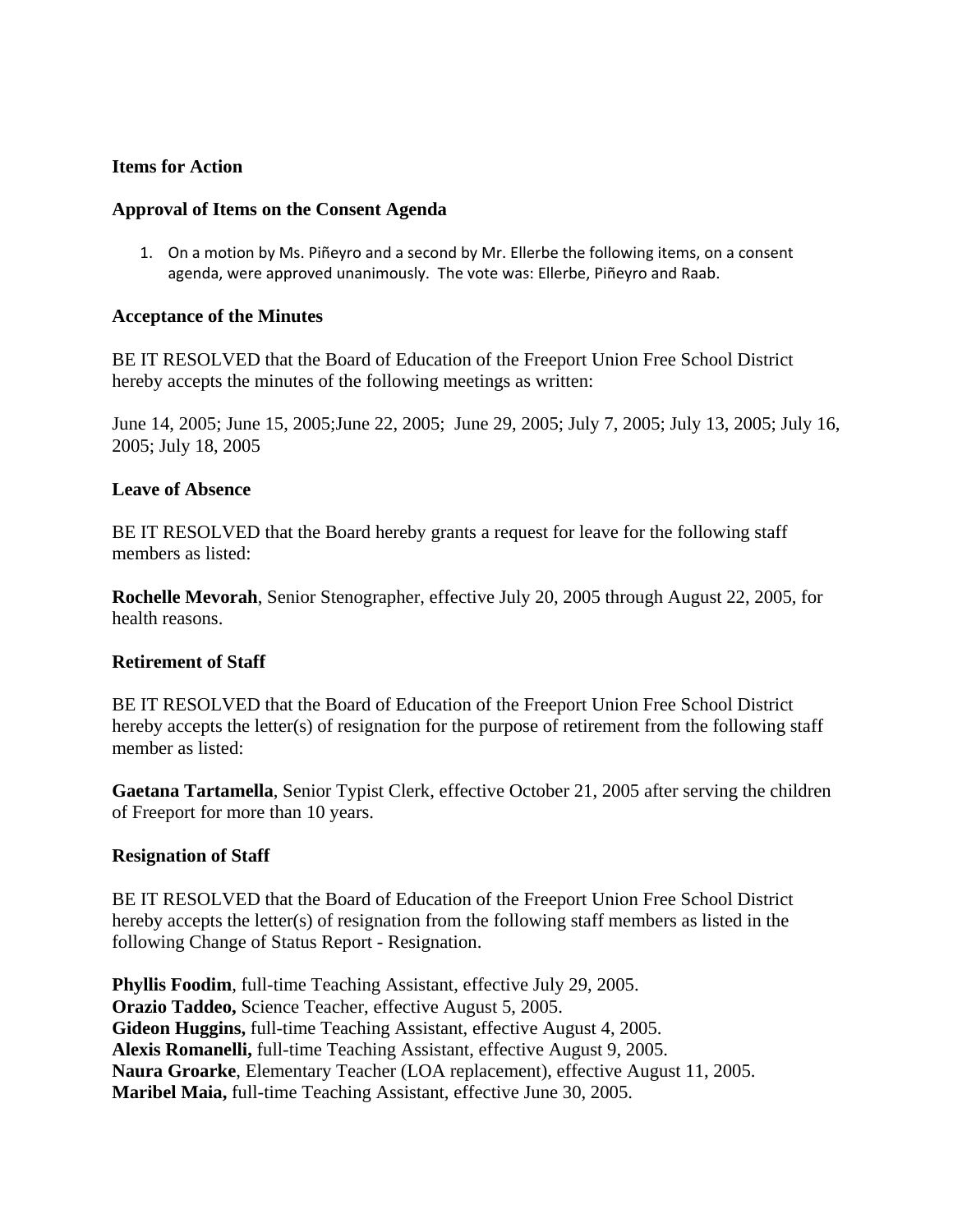**Items for Action**

**Approval of Items on the Consent Agenda**

1. On a motion by Ms. Piñeyro and a second by Mr. Ellerbe the following items, on a consent agenda, were approved unanimously. The vote was: Ellerbe, Piñeyro and Raab.

**Acceptance of the Minutes**

BE IT RESOLVED that the Board of Education of the Freeport Union Free School District hereby accepts the minutes of the following meetings as written:

June 14, 2005; June 15, 2005;June 22, 2005; June 29, 2005; July 7, 2005; July 13, 2005; July 16, 2005; July 18, 2005

**Leave of Absence**

BE IT RESOLVED that the Board hereby grants a request for leave for the following staff members as listed:

**Rochelle Mevorah**, Senior Stenographer, effective July 20, 2005 through August 22, 2005, for health reasons.

**Retirement of Staff**

BE IT RESOLVED that the Board of Education of the Freeport Union Free School District hereby accepts the letter(s) of resignation for the purpose of retirement from the following staff member as listed:

**Gaetana Tartamella**, Senior Typist Clerk, effective October 21, 2005 after serving the children of Freeport for more than 10 years.

**Resignation of Staff**

BE IT RESOLVED that the Board of Education of the Freeport Union Free School District hereby accepts the letter(s) of resignation from the following staff members as listed in the following Change of Status Report - Resignation.

**Phyllis Foodim**, full-time Teaching Assistant, effective July 29, 2005.
**Orazio Taddeo,** Science Teacher, effective August 5, 2005.
**Gideon Huggins,** full-time Teaching Assistant, effective August 4, 2005.
**Alexis Romanelli,** full-time Teaching Assistant, effective August 9, 2005.
**Naura Groarke**, Elementary Teacher (LOA replacement), effective August 11, 2005.
**Maribel Maia,** full-time Teaching Assistant, effective June 30, 2005.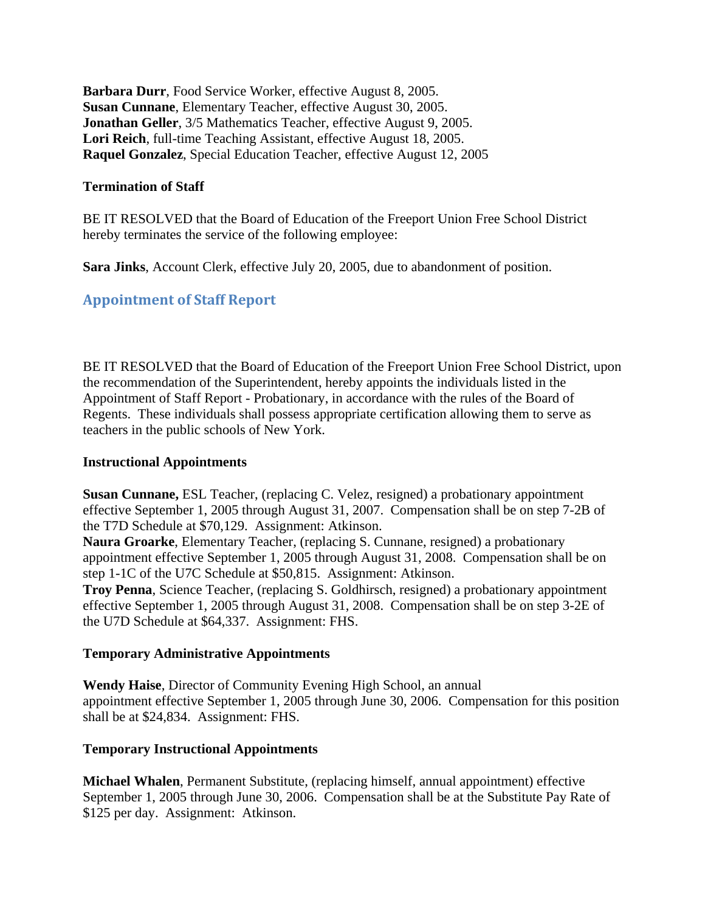**Barbara Durr**, Food Service Worker, effective August 8, 2005.
**Susan Cunnane**, Elementary Teacher, effective August 30, 2005.
**Jonathan Geller**, 3/5 Mathematics Teacher, effective August 9, 2005.
**Lori Reich**, full-time Teaching Assistant, effective August 18, 2005.
**Raquel Gonzalez**, Special Education Teacher, effective August 12, 2005

**Termination of Staff**

BE IT RESOLVED that the Board of Education of the Freeport Union Free School District hereby terminates the service of the following employee:

**Sara Jinks**, Account Clerk, effective July 20, 2005, due to abandonment of position.

## Appointment of Staff Report

BE IT RESOLVED that the Board of Education of the Freeport Union Free School District, upon the recommendation of the Superintendent, hereby appoints the individuals listed in the Appointment of Staff Report - Probationary, in accordance with the rules of the Board of Regents. These individuals shall possess appropriate certification allowing them to serve as teachers in the public schools of New York.

**Instructional Appointments**

**Susan Cunnane,** ESL Teacher, (replacing C. Velez, resigned) a probationary appointment effective September 1, 2005 through August 31, 2007. Compensation shall be on step 7-2B of the T7D Schedule at $70,129. Assignment: Atkinson.
**Naura Groarke**, Elementary Teacher, (replacing S. Cunnane, resigned) a probationary appointment effective September 1, 2005 through August 31, 2008. Compensation shall be on step 1-1C of the U7C Schedule at $50,815. Assignment: Atkinson.
**Troy Penna**, Science Teacher, (replacing S. Goldhirsch, resigned) a probationary appointment effective September 1, 2005 through August 31, 2008. Compensation shall be on step 3-2E of the U7D Schedule at $64,337. Assignment: FHS.

**Temporary Administrative Appointments**

**Wendy Haise**, Director of Community Evening High School, an annual appointment effective September 1, 2005 through June 30, 2006. Compensation for this position shall be at $24,834. Assignment: FHS.

**Temporary Instructional Appointments**

**Michael Whalen**, Permanent Substitute, (replacing himself, annual appointment) effective September 1, 2005 through June 30, 2006. Compensation shall be at the Substitute Pay Rate of $125 per day. Assignment: Atkinson.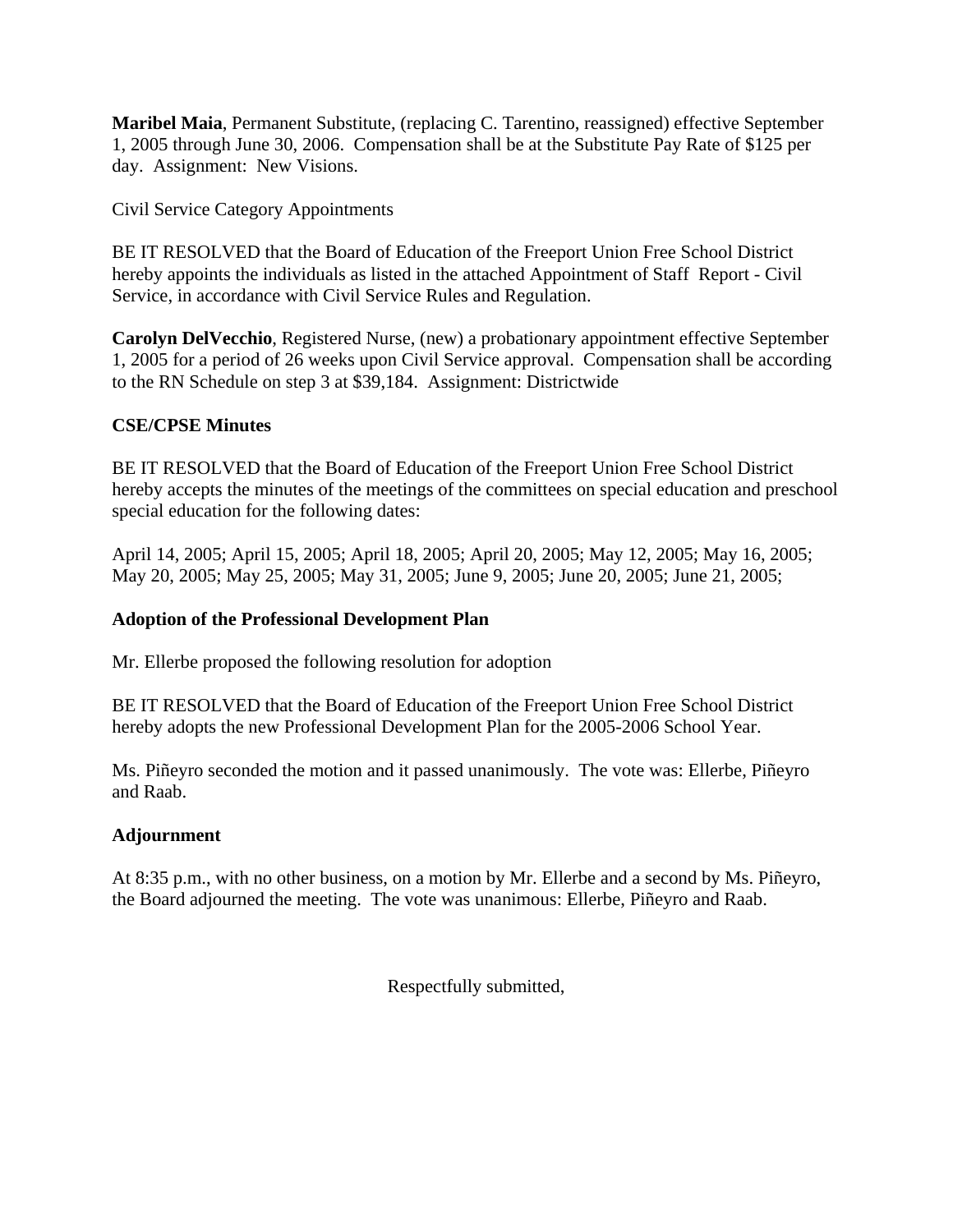**Maribel Maia**, Permanent Substitute, (replacing C. Tarentino, reassigned) effective September 1, 2005 through June 30, 2006. Compensation shall be at the Substitute Pay Rate of $125 per day. Assignment: New Visions.

Civil Service Category Appointments

BE IT RESOLVED that the Board of Education of the Freeport Union Free School District hereby appoints the individuals as listed in the attached Appointment of Staff Report - Civil Service, in accordance with Civil Service Rules and Regulation.

**Carolyn DelVecchio**, Registered Nurse, (new) a probationary appointment effective September 1, 2005 for a period of 26 weeks upon Civil Service approval. Compensation shall be according to the RN Schedule on step 3 at $39,184. Assignment: Districtwide

**CSE/CPSE Minutes**

BE IT RESOLVED that the Board of Education of the Freeport Union Free School District hereby accepts the minutes of the meetings of the committees on special education and preschool special education for the following dates:

April 14, 2005; April 15, 2005; April 18, 2005; April 20, 2005; May 12, 2005; May 16, 2005; May 20, 2005; May 25, 2005; May 31, 2005; June 9, 2005; June 20, 2005; June 21, 2005;

**Adoption of the Professional Development Plan**

Mr. Ellerbe proposed the following resolution for adoption

BE IT RESOLVED that the Board of Education of the Freeport Union Free School District hereby adopts the new Professional Development Plan for the 2005-2006 School Year.

Ms. Piñeyro seconded the motion and it passed unanimously. The vote was: Ellerbe, Piñeyro and Raab.

**Adjournment**

At 8:35 p.m., with no other business, on a motion by Mr. Ellerbe and a second by Ms. Piñeyro, the Board adjourned the meeting. The vote was unanimous: Ellerbe, Piñeyro and Raab.

Respectfully submitted,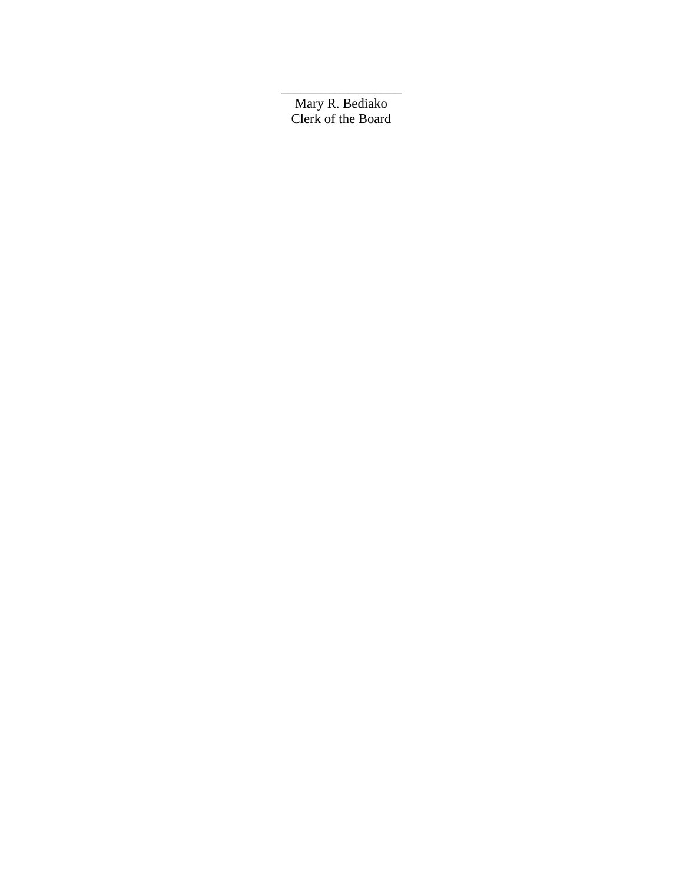\_\_\_\_\_\_\_\_\_\_\_\_\_\_\_\_\_\_\_\_

Mary R. Bediako
Clerk of the Board